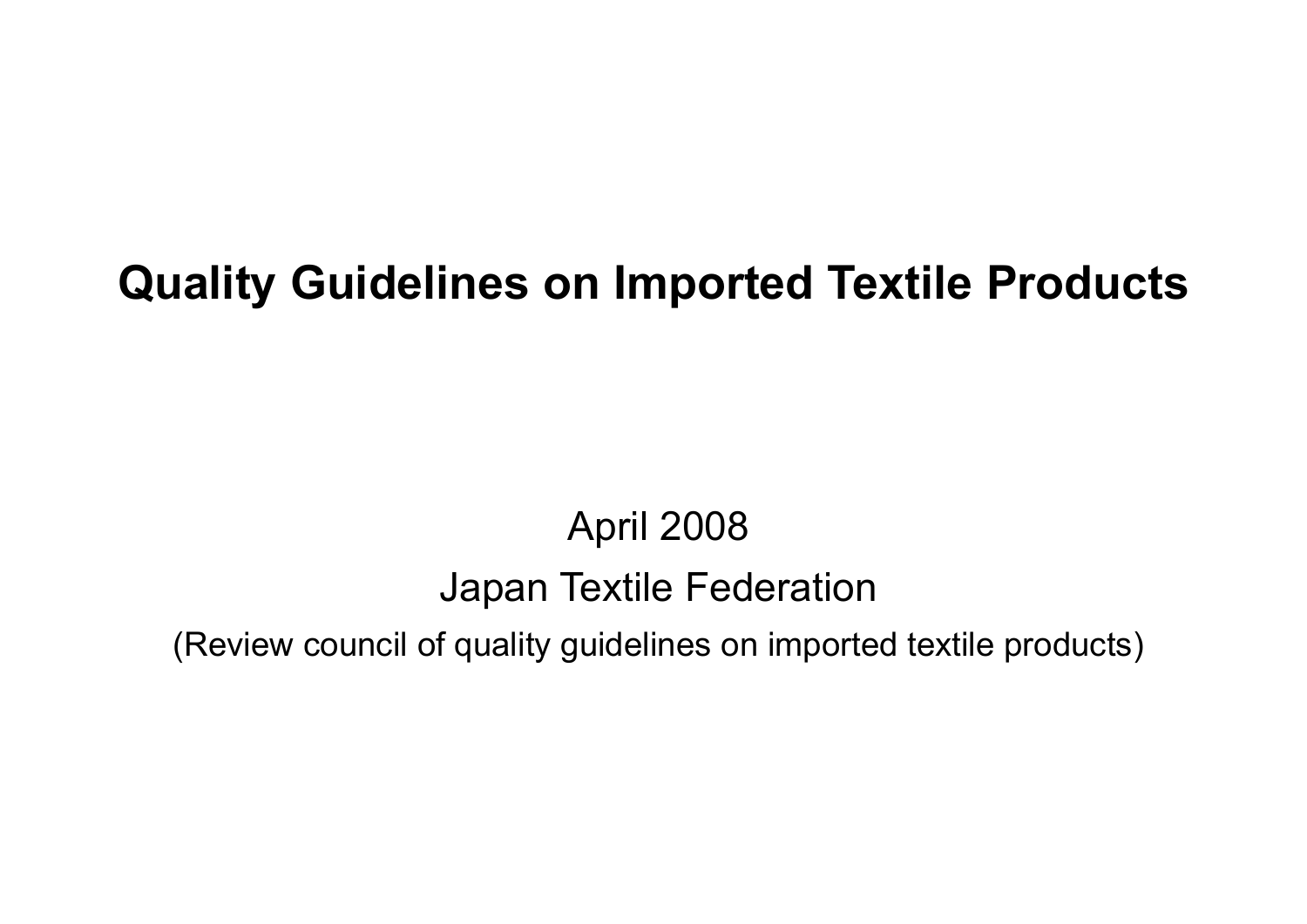# Quality Guidelines on Imported Textile Products

April 2008

Japan Textile Federation

(Review council of quality guidelines on imported textile products)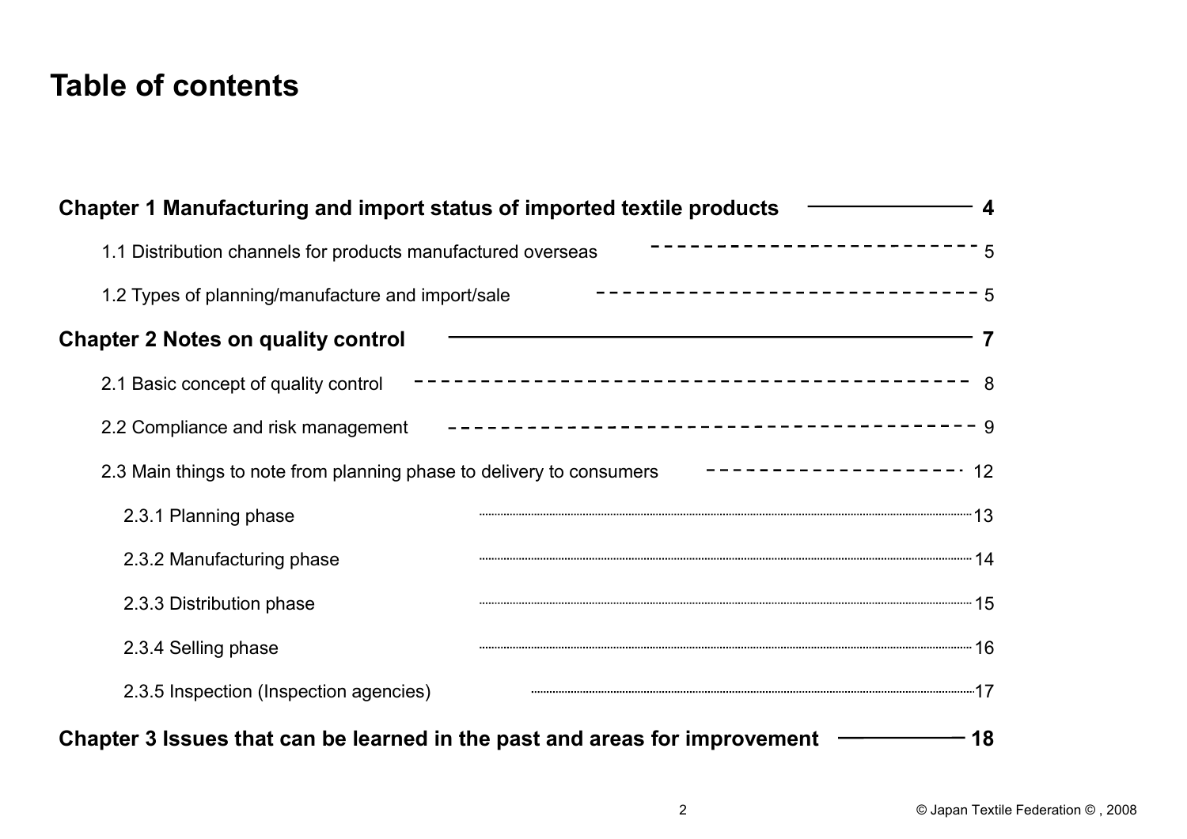# Table of contents

**Chapter 1 Manufacturing and import status of imported textile products** ———— **4**

- 1.1 Distribution channels for products manufactured overseas ---- 5
- 1.2 Types of planning/manufacture and import/sale ---- 5

**Chapter 2 Notes on quality control** ———— **7**

- 2.1 Basic concept of quality control ---- 8
- 2.2 Compliance and risk management ---- 9
- 2.3 Main things to note from planning phase to delivery to consumers ---- 12
  - 2.3.1 Planning phase ...... 13
  - 2.3.2 Manufacturing phase ...... 14
  - 2.3.3 Distribution phase ...... 15
  - 2.3.4 Selling phase ...... 16
  - 2.3.5 Inspection (Inspection agencies) ...... 17

**Chapter 3 Issues that can be learned in the past and areas for improvement** ———— **18**

© Japan Textile Federation © , 2008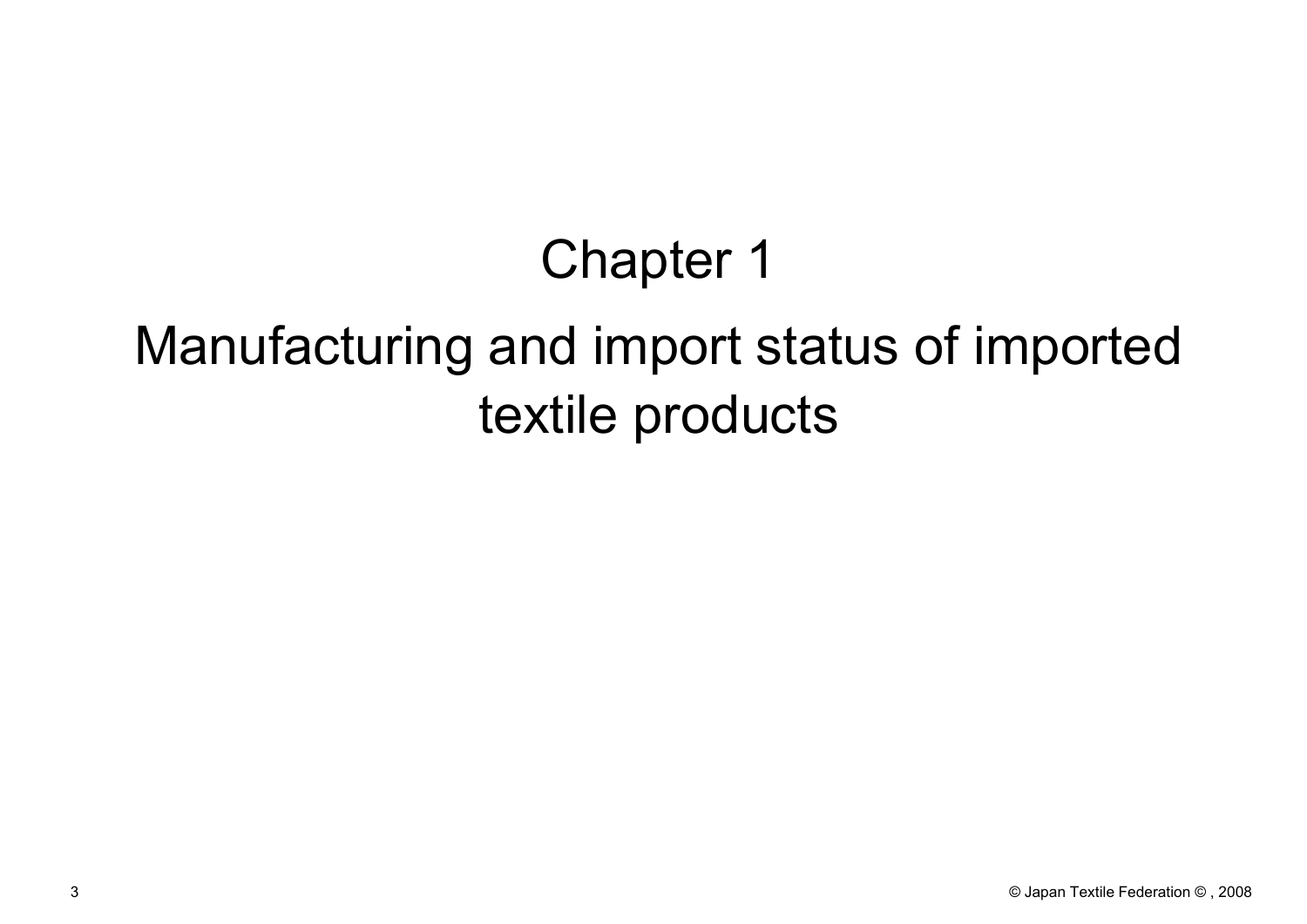# Chapter 1

# Manufacturing and import status of imported textile products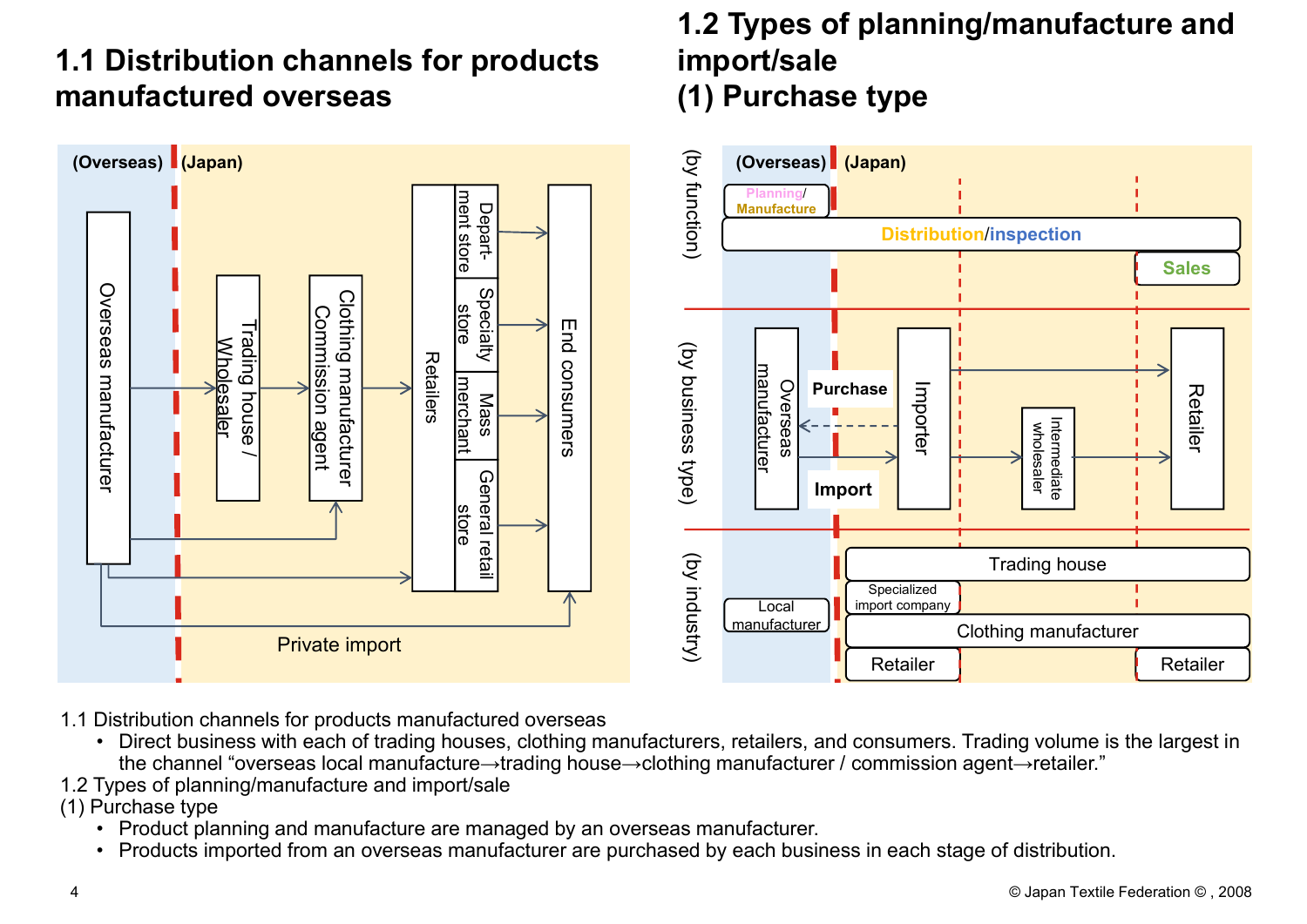## 1.1 Distribution channels for products manufactured overseas

(Overseas) (Japan)

Overseas manufacturer → Trading house / Wholesaler → Clothing manufacturer Commission agent → Retailers (Depart-ment store, Specialty store, Mass merchant, General retail store) → End consumers

Private import

## 1.2 Types of planning/manufacture and import/sale
## (1) Purchase type

(Overseas) (Japan)

(by function): Planning/Manufacture; Distribution/inspection; Sales

(by business type): Overseas manufacturer; Purchase; Import; Importer; Intermediate wholesaler; Retailer

(by industry): Local manufacturer; Trading house; Specialized import company; Clothing manufacturer; Retailer; Retailer

1.1 Distribution channels for products manufactured overseas

- Direct business with each of trading houses, clothing manufacturers, retailers, and consumers. Trading volume is the largest in the channel "overseas local manufacture→trading house→clothing manufacturer / commission agent→retailer."

1.2 Types of planning/manufacture and import/sale

(1) Purchase type

- Product planning and manufacture are managed by an overseas manufacturer.
- Products imported from an overseas manufacturer are purchased by each business in each stage of distribution.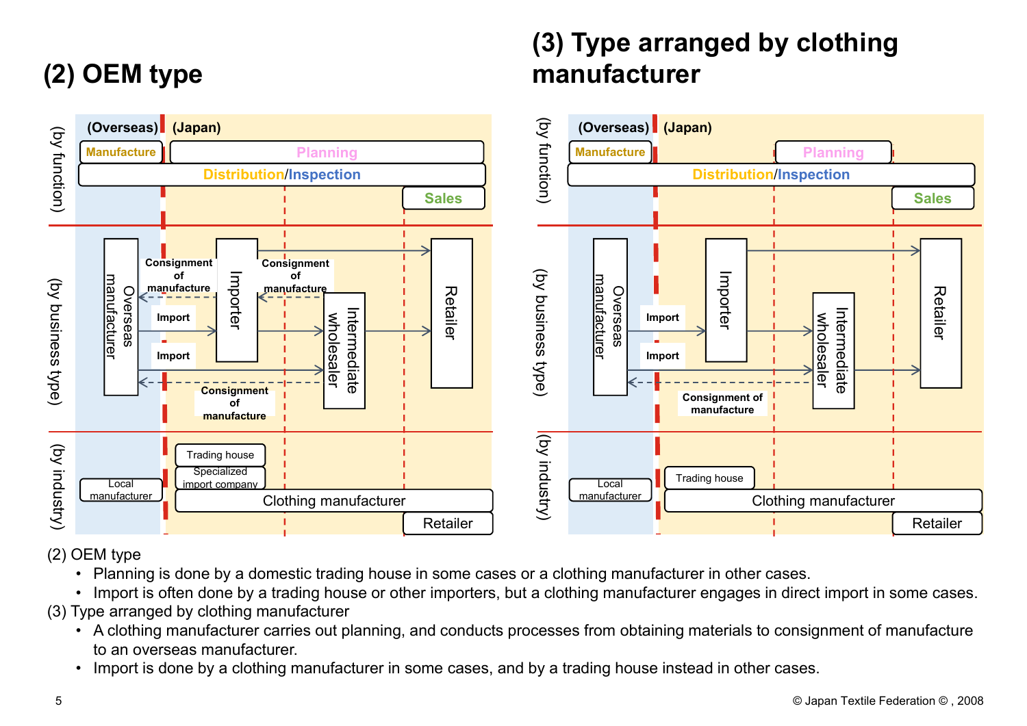## (2) OEM type

(Overseas) (Japan)

(by function): Manufacture | Planning | Distribution/Inspection | Sales

(by business type): Overseas manufacturer — Import → Importer — Import → Intermediate wholesaler → Retailer; Consignment of manufacture; Consignment of manufacture; Consignment of manufacture

(by industry): Local manufacturer | Trading house | Specialized import company | Clothing manufacturer | Retailer

## (3) Type arranged by clothing manufacturer

(Overseas) (Japan)

(by function): Manufacture | Planning | Distribution/Inspection | Sales

(by business type): Overseas manufacturer — Import → Importer — Import → Intermediate wholesaler → Retailer; Consignment of manufacture

(by industry): Local manufacturer | Trading house | Clothing manufacturer | Retailer

(2) OEM type

- Planning is done by a domestic trading house in some cases or a clothing manufacturer in other cases.
- Import is often done by a trading house or other importers, but a clothing manufacturer engages in direct import in some cases.

(3) Type arranged by clothing manufacturer

- A clothing manufacturer carries out planning, and conducts processes from obtaining materials to consignment of manufacture to an overseas manufacturer.
- Import is done by a clothing manufacturer in some cases, and by a trading house instead in other cases.

© Japan Textile Federation © , 2008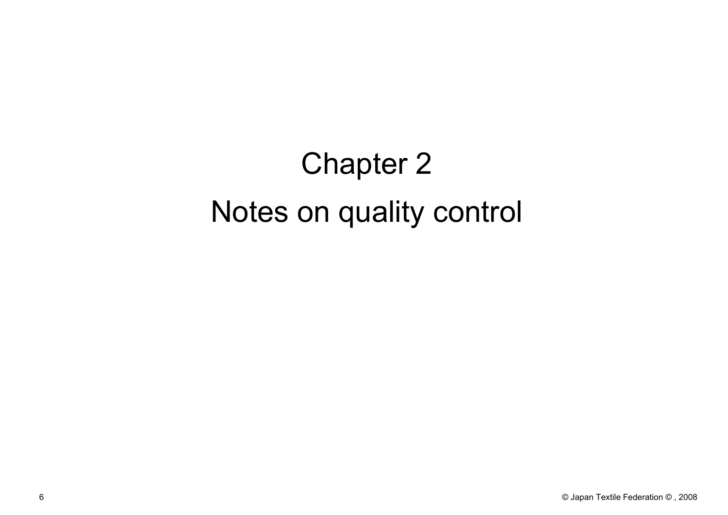# Chapter 2

# Notes on quality control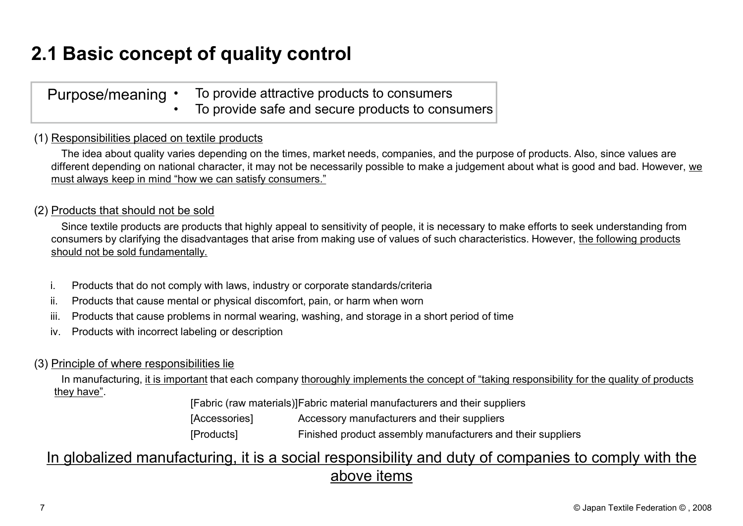# 2.1 Basic concept of quality control

| Purpose/meaning | • To provide attractive products to consumers<br>• To provide safe and secure products to consumers |
|---|---|

(1) Responsibilities placed on textile products

The idea about quality varies depending on the times, market needs, companies, and the purpose of products. Also, since values are different depending on national character, it may not be necessarily possible to make a judgement about what is good and bad. However, we must always keep in mind "how we can satisfy consumers."

(2) Products that should not be sold

Since textile products are products that highly appeal to sensitivity of people, it is necessary to make efforts to seek understanding from consumers by clarifying the disadvantages that arise from making use of values of such characteristics. However, the following products should not be sold fundamentally.

i. Products that do not comply with laws, industry or corporate standards/criteria
ii. Products that cause mental or physical discomfort, pain, or harm when worn
iii. Products that cause problems in normal wearing, washing, and storage in a short period of time
iv. Products with incorrect labeling or description

(3) Principle of where responsibilities lie

In manufacturing, it is important that each company thoroughly implements the concept of "taking responsibility for the quality of products they have".

| | |
|---|---|
| [Fabric (raw materials)] | Fabric material manufacturers and their suppliers |
| [Accessories] | Accessory manufacturers and their suppliers |
| [Products] | Finished product assembly manufacturers and their suppliers |

In globalized manufacturing, it is a social responsibility and duty of companies to comply with the above items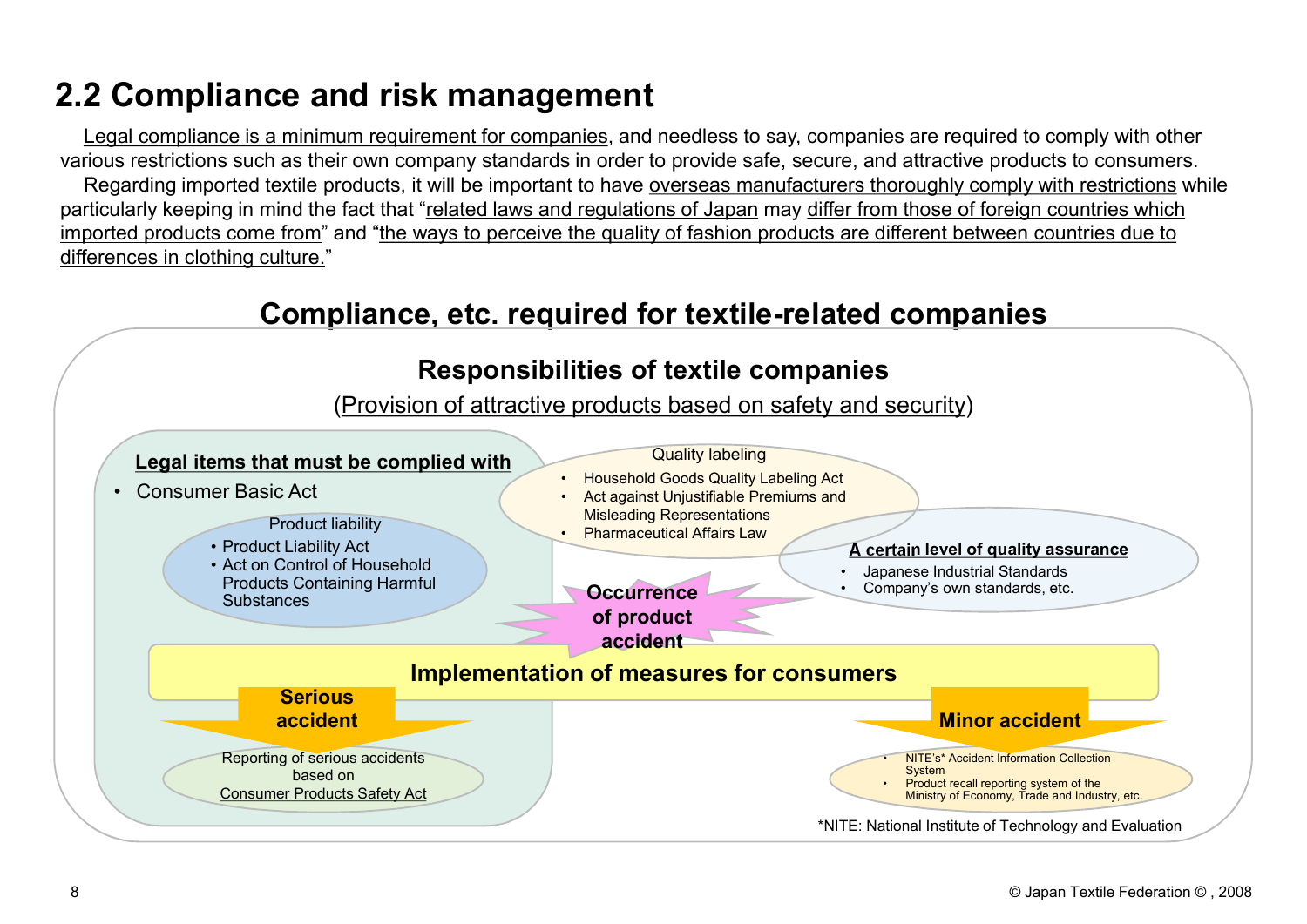## 2.2 Compliance and risk management

Legal compliance is a minimum requirement for companies, and needless to say, companies are required to comply with other various restrictions such as their own company standards in order to provide safe, secure, and attractive products to consumers.

Regarding imported textile products, it will be important to have overseas manufacturers thoroughly comply with restrictions while particularly keeping in mind the fact that "related laws and regulations of Japan may differ from those of foreign countries which imported products come from" and "the ways to perceive the quality of fashion products are different between countries due to differences in clothing culture."

### Compliance, etc. required for textile-related companies

**Responsibilities of textile companies**

(Provision of attractive products based on safety and security)

**Legal items that must be complied with**

- Consumer Basic Act

Product liability

- Product Liability Act
- Act on Control of Household Products Containing Harmful Substances

Quality labeling

- Household Goods Quality Labeling Act
- Act against Unjustifiable Premiums and Misleading Representations
- Pharmaceutical Affairs Law

**A certain level of quality assurance**

- Japanese Industrial Standards
- Company's own standards, etc.

**Occurrence of product accident**

**Implementation of measures for consumers**

**Serious accident**

Reporting of serious accidents based on Consumer Products Safety Act

**Minor accident**

- NITE's* Accident Information Collection System
- Product recall reporting system of the Ministry of Economy, Trade and Industry, etc.

*NITE: National Institute of Technology and Evaluation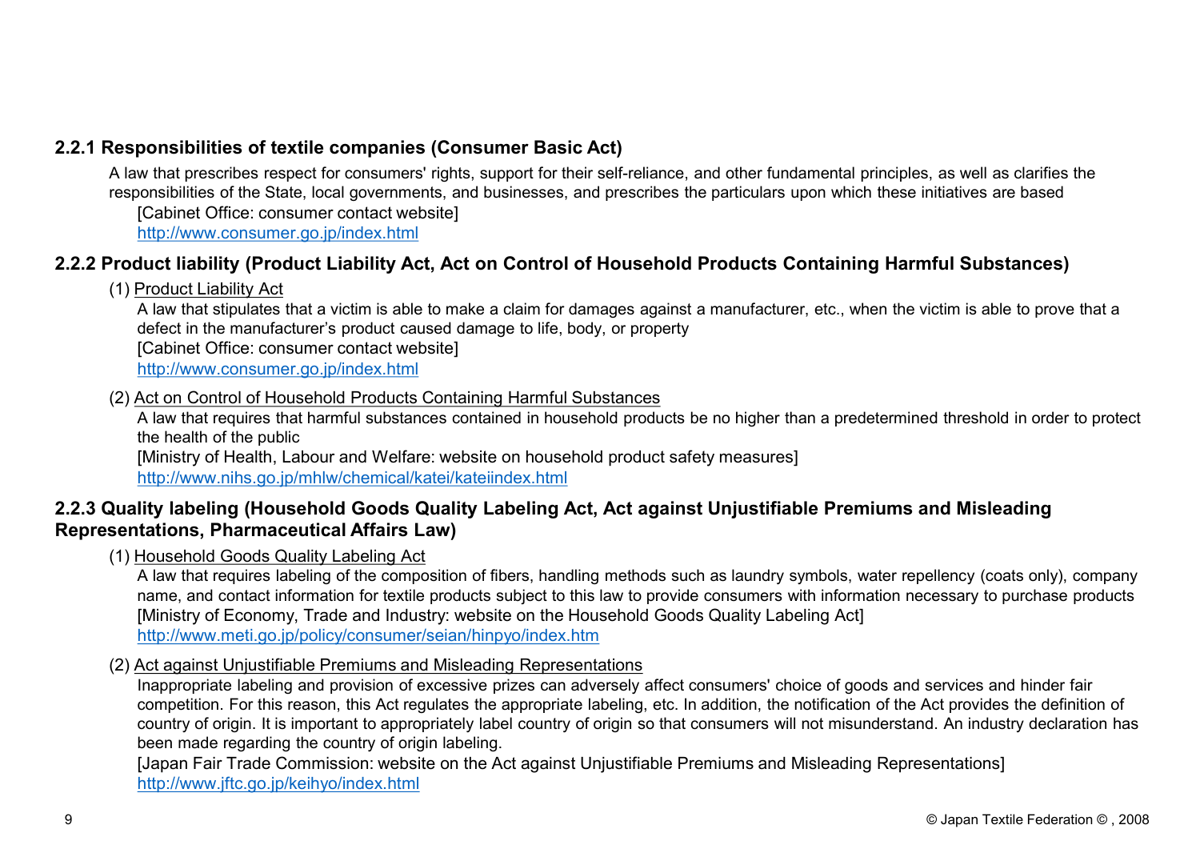### 2.2.1 Responsibilities of textile companies (Consumer Basic Act)

A law that prescribes respect for consumers' rights, support for their self-reliance, and other fundamental principles, as well as clarifies the responsibilities of the State, local governments, and businesses, and prescribes the particulars upon which these initiatives are based

[Cabinet Office: consumer contact website]
http://www.consumer.go.jp/index.html

### 2.2.2 Product liability (Product Liability Act, Act on Control of Household Products Containing Harmful Substances)

(1) Product Liability Act

A law that stipulates that a victim is able to make a claim for damages against a manufacturer, etc., when the victim is able to prove that a defect in the manufacturer's product caused damage to life, body, or property

[Cabinet Office: consumer contact website]
http://www.consumer.go.jp/index.html

(2) Act on Control of Household Products Containing Harmful Substances

A law that requires that harmful substances contained in household products be no higher than a predetermined threshold in order to protect the health of the public

[Ministry of Health, Labour and Welfare: website on household product safety measures]
http://www.nihs.go.jp/mhlw/chemical/katei/kateiindex.html

### 2.2.3 Quality labeling (Household Goods Quality Labeling Act, Act against Unjustifiable Premiums and Misleading Representations, Pharmaceutical Affairs Law)

(1) Household Goods Quality Labeling Act

A law that requires labeling of the composition of fibers, handling methods such as laundry symbols, water repellency (coats only), company name, and contact information for textile products subject to this law to provide consumers with information necessary to purchase products

[Ministry of Economy, Trade and Industry: website on the Household Goods Quality Labeling Act]
http://www.meti.go.jp/policy/consumer/seian/hinpyo/index.htm

(2) Act against Unjustifiable Premiums and Misleading Representations

Inappropriate labeling and provision of excessive prizes can adversely affect consumers' choice of goods and services and hinder fair competition. For this reason, this Act regulates the appropriate labeling, etc. In addition, the notification of the Act provides the definition of country of origin. It is important to appropriately label country of origin so that consumers will not misunderstand. An industry declaration has been made regarding the country of origin labeling.

[Japan Fair Trade Commission: website on the Act against Unjustifiable Premiums and Misleading Representations]
http://www.jftc.go.jp/keihyo/index.html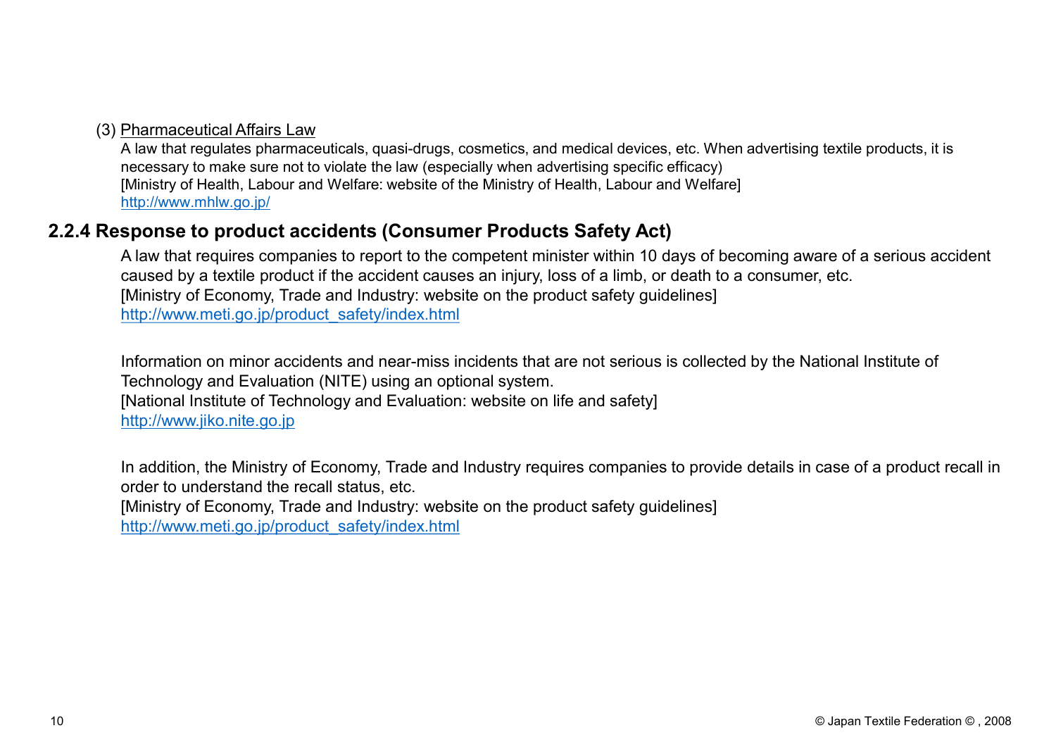(3) Pharmaceutical Affairs Law

A law that regulates pharmaceuticals, quasi-drugs, cosmetics, and medical devices, etc. When advertising textile products, it is necessary to make sure not to violate the law (especially when advertising specific efficacy)
[Ministry of Health, Labour and Welfare: website of the Ministry of Health, Labour and Welfare]
http://www.mhlw.go.jp/

### 2.2.4 Response to product accidents (Consumer Products Safety Act)

A law that requires companies to report to the competent minister within 10 days of becoming aware of a serious accident caused by a textile product if the accident causes an injury, loss of a limb, or death to a consumer, etc.
[Ministry of Economy, Trade and Industry: website on the product safety guidelines]
http://www.meti.go.jp/product_safety/index.html

Information on minor accidents and near-miss incidents that are not serious is collected by the National Institute of Technology and Evaluation (NITE) using an optional system.
[National Institute of Technology and Evaluation: website on life and safety]
http://www.jiko.nite.go.jp

In addition, the Ministry of Economy, Trade and Industry requires companies to provide details in case of a product recall in order to understand the recall status, etc.
[Ministry of Economy, Trade and Industry: website on the product safety guidelines]
http://www.meti.go.jp/product_safety/index.html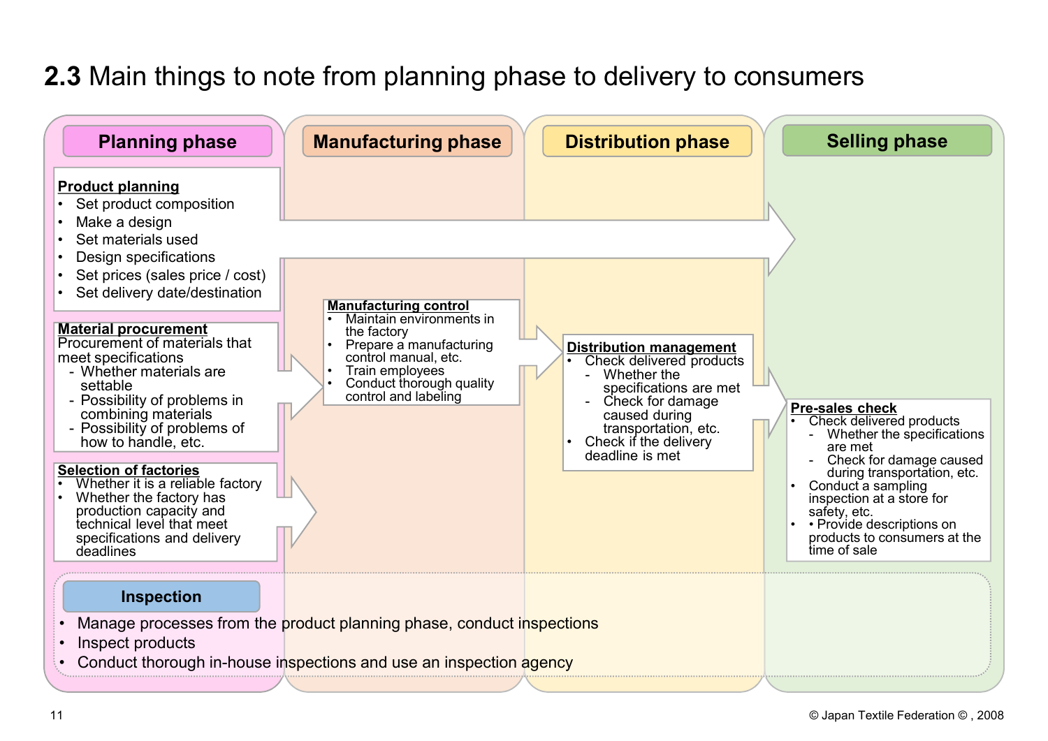## 2.3 Main things to note from planning phase to delivery to consumers

### Planning phase

**Product planning**

- Set product composition
- Make a design
- Set materials used
- Design specifications
- Set prices (sales price / cost)
- Set delivery date/destination

**Material procurement**

Procurement of materials that meet specifications

- Whether materials are settable
- Possibility of problems in combining materials
- Possibility of problems of how to handle, etc.

**Selection of factories**

- Whether it is a reliable factory
- Whether the factory has production capacity and technical level that meet specifications and delivery deadlines

### Manufacturing phase

**Manufacturing control**

- Maintain environments in the factory
- Prepare a manufacturing control manual, etc.
- Train employees
- Conduct thorough quality control and labeling

### Distribution phase

**Distribution management**

- Check delivered products
  - Whether the specifications are met
  - Check for damage caused during transportation, etc.
- Check if the delivery deadline is met

### Selling phase

**Pre-sales check**

- Check delivered products
  - Whether the specifications are met
  - Check for damage caused during transportation, etc.
- Conduct a sampling inspection at a store for safety, etc.
- • Provide descriptions on products to consumers at the time of sale

### Inspection

- Manage processes from the product planning phase, conduct inspections
- Inspect products
- Conduct thorough in-house inspections and use an inspection agency

© Japan Textile Federation © , 2008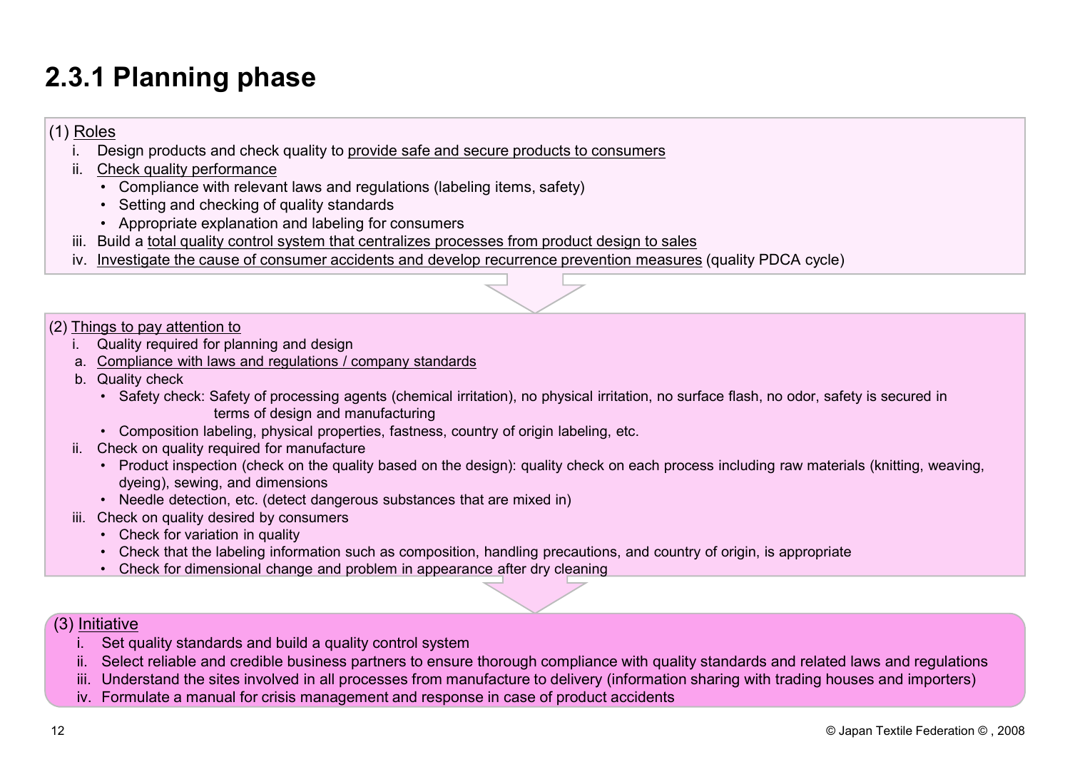## 2.3.1 Planning phase

(1) Roles

i. Design products and check quality to provide safe and secure products to consumers
ii. Check quality performance
  - Compliance with relevant laws and regulations (labeling items, safety)
  - Setting and checking of quality standards
  - Appropriate explanation and labeling for consumers
iii. Build a total quality control system that centralizes processes from product design to sales
iv. Investigate the cause of consumer accidents and develop recurrence prevention measures (quality PDCA cycle)

(2) Things to pay attention to

i. Quality required for planning and design
  a. Compliance with laws and regulations / company standards
  b. Quality check
    - Safety check: Safety of processing agents (chemical irritation), no physical irritation, no surface flash, no odor, safety is secured in terms of design and manufacturing
    - Composition labeling, physical properties, fastness, country of origin labeling, etc.
ii. Check on quality required for manufacture
  - Product inspection (check on the quality based on the design): quality check on each process including raw materials (knitting, weaving, dyeing), sewing, and dimensions
  - Needle detection, etc. (detect dangerous substances that are mixed in)
iii. Check on quality desired by consumers
  - Check for variation in quality
  - Check that the labeling information such as composition, handling precautions, and country of origin, is appropriate
  - Check for dimensional change and problem in appearance after dry cleaning

(3) Initiative

i. Set quality standards and build a quality control system
ii. Select reliable and credible business partners to ensure thorough compliance with quality standards and related laws and regulations
iii. Understand the sites involved in all processes from manufacture to delivery (information sharing with trading houses and importers)
iv. Formulate a manual for crisis management and response in case of product accidents

© Japan Textile Federation © , 2008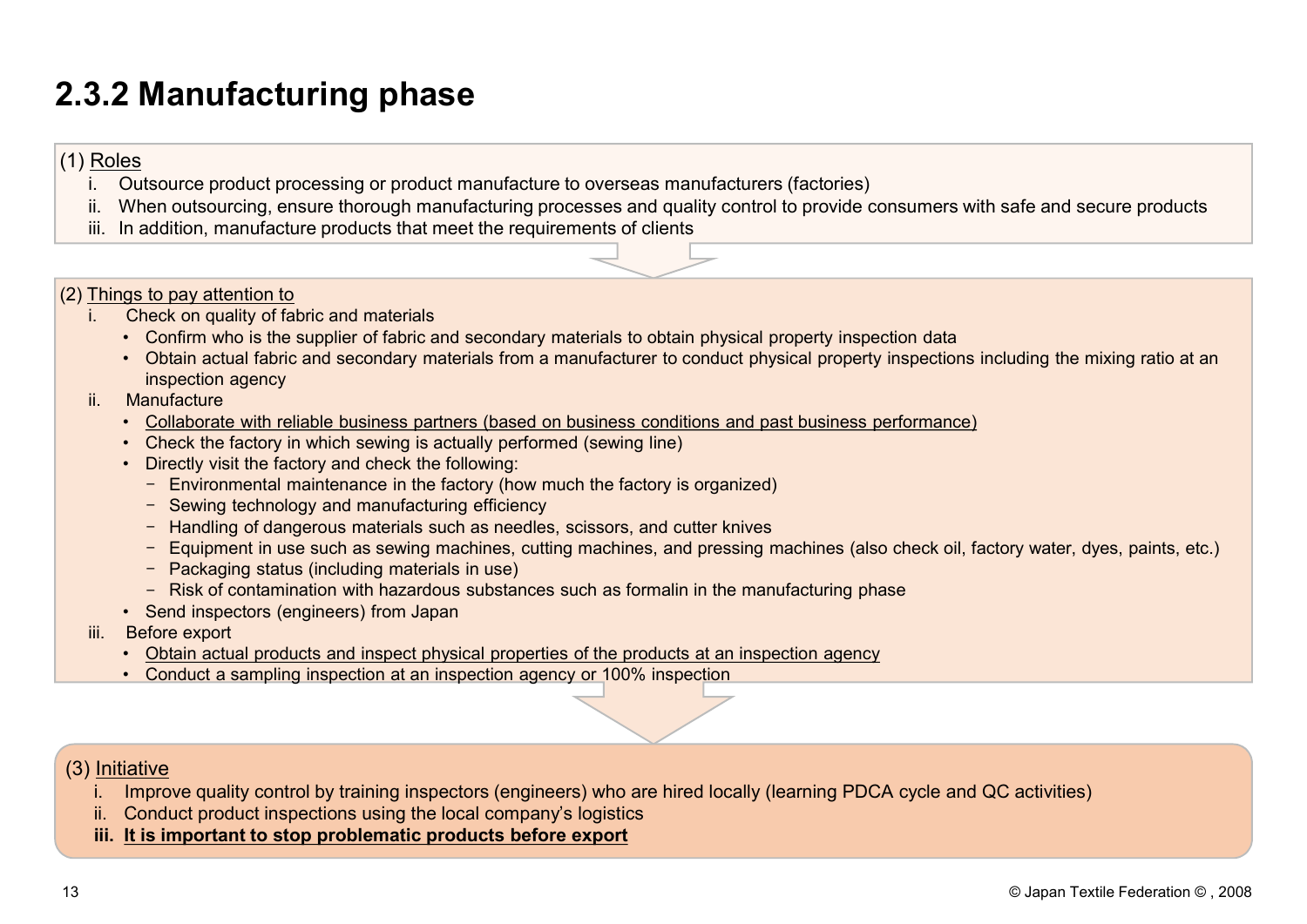## 2.3.2 Manufacturing phase

(1) Roles

i. Outsource product processing or product manufacture to overseas manufacturers (factories)
ii. When outsourcing, ensure thorough manufacturing processes and quality control to provide consumers with safe and secure products
iii. In addition, manufacture products that meet the requirements of clients

(2) Things to pay attention to

i. Check on quality of fabric and materials
   - Confirm who is the supplier of fabric and secondary materials to obtain physical property inspection data
   - Obtain actual fabric and secondary materials from a manufacturer to conduct physical property inspections including the mixing ratio at an inspection agency

ii. Manufacture
   - Collaborate with reliable business partners (based on business conditions and past business performance)
   - Check the factory in which sewing is actually performed (sewing line)
   - Directly visit the factory and check the following:
     - Environmental maintenance in the factory (how much the factory is organized)
     - Sewing technology and manufacturing efficiency
     - Handling of dangerous materials such as needles, scissors, and cutter knives
     - Equipment in use such as sewing machines, cutting machines, and pressing machines (also check oil, factory water, dyes, paints, etc.)
     - Packaging status (including materials in use)
     - Risk of contamination with hazardous substances such as formalin in the manufacturing phase
   - Send inspectors (engineers) from Japan

iii. Before export
   - Obtain actual products and inspect physical properties of the products at an inspection agency
   - Conduct a sampling inspection at an inspection agency or 100% inspection

(3) Initiative

i. Improve quality control by training inspectors (engineers) who are hired locally (learning PDCA cycle and QC activities)
ii. Conduct product inspections using the local company's logistics
**iii. It is important to stop problematic products before export**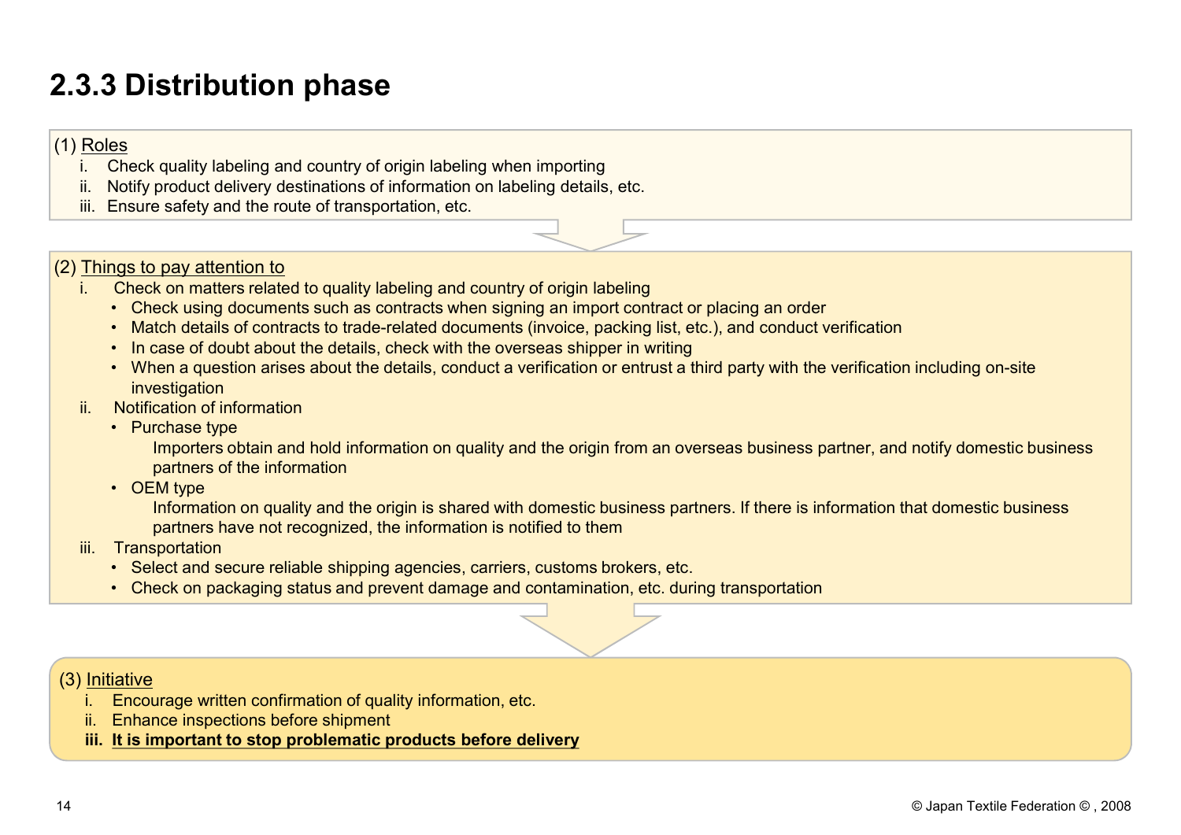## 2.3.3 Distribution phase

(1) Roles

i. Check quality labeling and country of origin labeling when importing
ii. Notify product delivery destinations of information on labeling details, etc.
iii. Ensure safety and the route of transportation, etc.

(2) Things to pay attention to

i. Check on matters related to quality labeling and country of origin labeling
   - Check using documents such as contracts when signing an import contract or placing an order
   - Match details of contracts to trade-related documents (invoice, packing list, etc.), and conduct verification
   - In case of doubt about the details, check with the overseas shipper in writing
   - When a question arises about the details, conduct a verification or entrust a third party with the verification including on-site investigation

ii. Notification of information
   - Purchase type

     Importers obtain and hold information on quality and the origin from an overseas business partner, and notify domestic business partners of the information
   - OEM type

     Information on quality and the origin is shared with domestic business partners. If there is information that domestic business partners have not recognized, the information is notified to them

iii. Transportation
   - Select and secure reliable shipping agencies, carriers, customs brokers, etc.
   - Check on packaging status and prevent damage and contamination, etc. during transportation

(3) Initiative

i. Encourage written confirmation of quality information, etc.
ii. Enhance inspections before shipment
**iii. It is important to stop problematic products before delivery**

© Japan Textile Federation © , 2008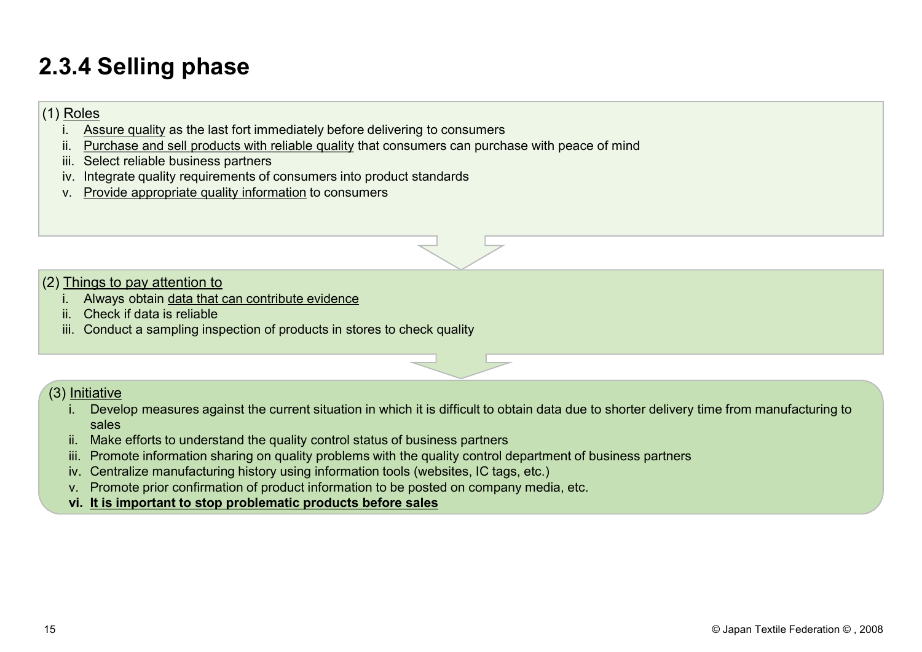## 2.3.4 Selling phase

(1) Roles

i. Assure quality as the last fort immediately before delivering to consumers
ii. Purchase and sell products with reliable quality that consumers can purchase with peace of mind
iii. Select reliable business partners
iv. Integrate quality requirements of consumers into product standards
v. Provide appropriate quality information to consumers

(2) Things to pay attention to

i. Always obtain data that can contribute evidence
ii. Check if data is reliable
iii. Conduct a sampling inspection of products in stores to check quality

(3) Initiative

i. Develop measures against the current situation in which it is difficult to obtain data due to shorter delivery time from manufacturing to sales
ii. Make efforts to understand the quality control status of business partners
iii. Promote information sharing on quality problems with the quality control department of business partners
iv. Centralize manufacturing history using information tools (websites, IC tags, etc.)
v. Promote prior confirmation of product information to be posted on company media, etc.
**vi. It is important to stop problematic products before sales**

© Japan Textile Federation © , 2008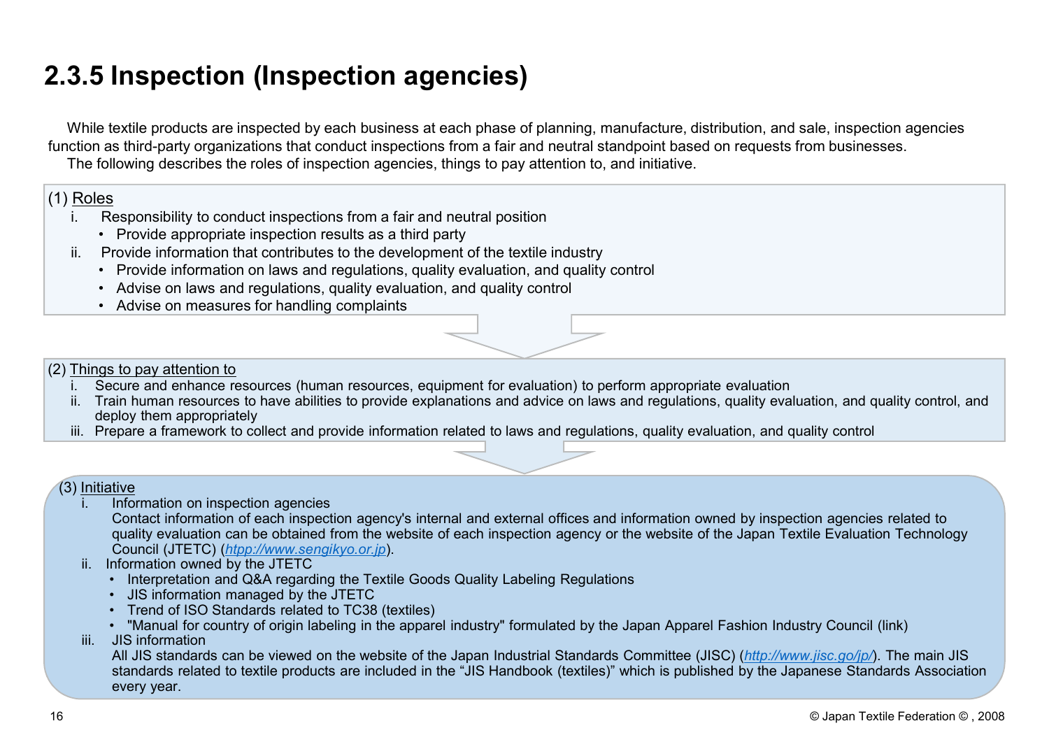# 2.3.5 Inspection (Inspection agencies)

While textile products are inspected by each business at each phase of planning, manufacture, distribution, and sale, inspection agencies function as third-party organizations that conduct inspections from a fair and neutral standpoint based on requests from businesses.

The following describes the roles of inspection agencies, things to pay attention to, and initiative.

(1) Roles

i. Responsibility to conduct inspections from a fair and neutral position
   - Provide appropriate inspection results as a third party

ii. Provide information that contributes to the development of the textile industry
   - Provide information on laws and regulations, quality evaluation, and quality control
   - Advise on laws and regulations, quality evaluation, and quality control
   - Advise on measures for handling complaints

(2) Things to pay attention to

i. Secure and enhance resources (human resources, equipment for evaluation) to perform appropriate evaluation

ii. Train human resources to have abilities to provide explanations and advice on laws and regulations, quality evaluation, and quality control, and deploy them appropriately

iii. Prepare a framework to collect and provide information related to laws and regulations, quality evaluation, and quality control

(3) Initiative

i. Information on inspection agencies
   Contact information of each inspection agency's internal and external offices and information owned by inspection agencies related to quality evaluation can be obtained from the website of each inspection agency or the website of the Japan Textile Evaluation Technology Council (JTETC) (*htpp://www.sengikyo.or.jp*).

ii. Information owned by the JTETC
   - Interpretation and Q&A regarding the Textile Goods Quality Labeling Regulations
   - JIS information managed by the JTETC
   - Trend of ISO Standards related to TC38 (textiles)
   - "Manual for country of origin labeling in the apparel industry" formulated by the Japan Apparel Fashion Industry Council (link)

iii. JIS information
   All JIS standards can be viewed on the website of the Japan Industrial Standards Committee (JISC) (*http://www.jisc.go/jp/*). The main JIS standards related to textile products are included in the "JIS Handbook (textiles)" which is published by the Japanese Standards Association every year.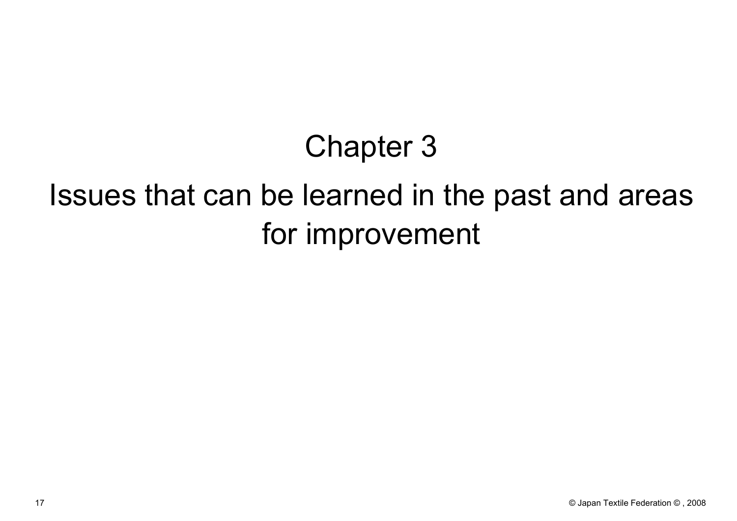# Chapter 3

# Issues that can be learned in the past and areas for improvement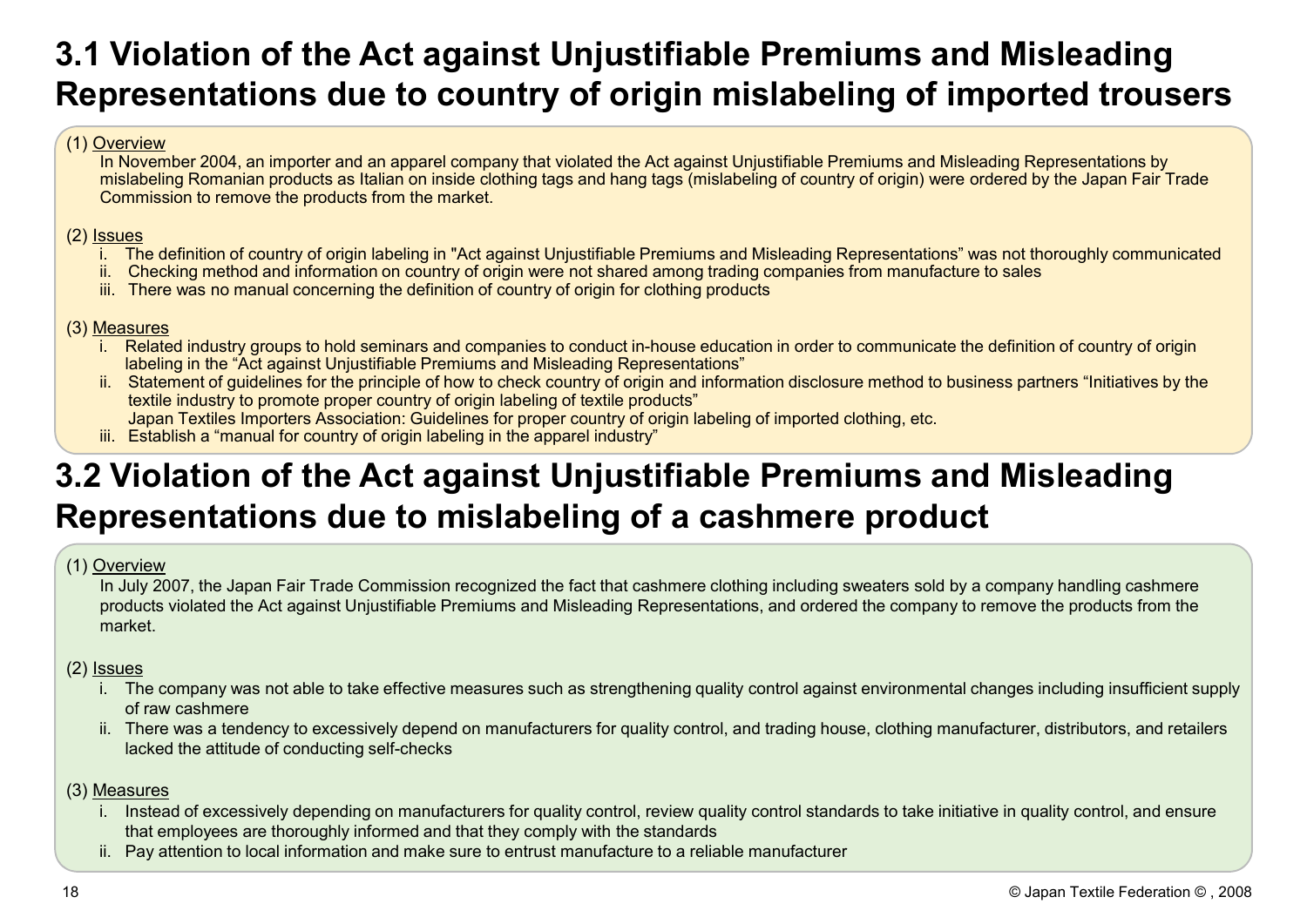## 3.1 Violation of the Act against Unjustifiable Premiums and Misleading Representations due to country of origin mislabeling of imported trousers

(1) Overview

In November 2004, an importer and an apparel company that violated the Act against Unjustifiable Premiums and Misleading Representations by mislabeling Romanian products as Italian on inside clothing tags and hang tags (mislabeling of country of origin) were ordered by the Japan Fair Trade Commission to remove the products from the market.

(2) Issues

i. The definition of country of origin labeling in "Act against Unjustifiable Premiums and Misleading Representations" was not thoroughly communicated
ii. Checking method and information on country of origin were not shared among trading companies from manufacture to sales
iii. There was no manual concerning the definition of country of origin for clothing products

(3) Measures

i. Related industry groups to hold seminars and companies to conduct in-house education in order to communicate the definition of country of origin labeling in the "Act against Unjustifiable Premiums and Misleading Representations"
ii. Statement of guidelines for the principle of how to check country of origin and information disclosure method to business partners "Initiatives by the textile industry to promote proper country of origin labeling of textile products"
Japan Textiles Importers Association: Guidelines for proper country of origin labeling of imported clothing, etc.
iii. Establish a "manual for country of origin labeling in the apparel industry"

## 3.2 Violation of the Act against Unjustifiable Premiums and Misleading Representations due to mislabeling of a cashmere product

(1) Overview

In July 2007, the Japan Fair Trade Commission recognized the fact that cashmere clothing including sweaters sold by a company handling cashmere products violated the Act against Unjustifiable Premiums and Misleading Representations, and ordered the company to remove the products from the market.

(2) Issues

i. The company was not able to take effective measures such as strengthening quality control against environmental changes including insufficient supply of raw cashmere
ii. There was a tendency to excessively depend on manufacturers for quality control, and trading house, clothing manufacturer, distributors, and retailers lacked the attitude of conducting self-checks

(3) Measures

i. Instead of excessively depending on manufacturers for quality control, review quality control standards to take initiative in quality control, and ensure that employees are thoroughly informed and that they comply with the standards
ii. Pay attention to local information and make sure to entrust manufacture to a reliable manufacturer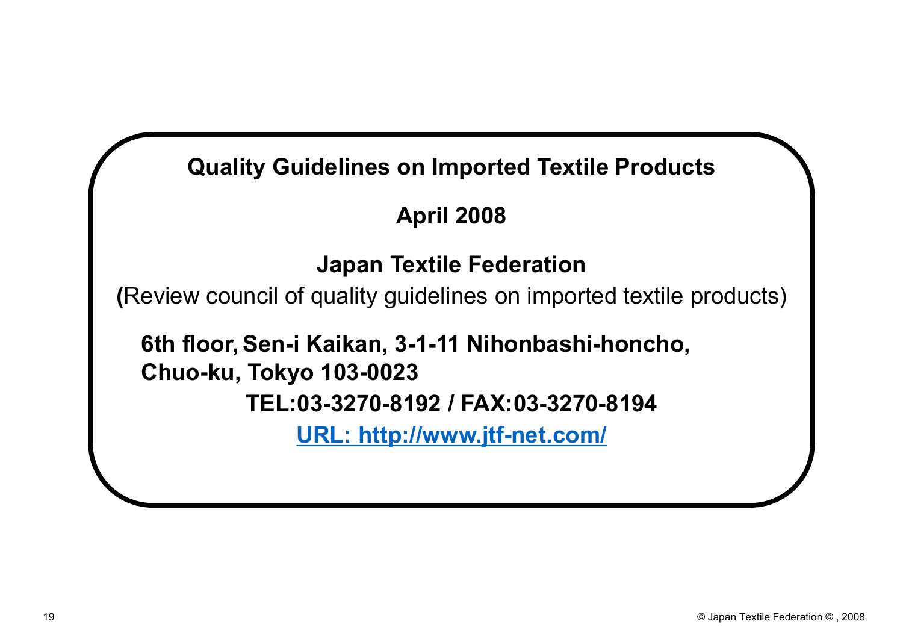**Quality Guidelines on Imported Textile Products**

**April 2008**

**Japan Textile Federation**

**(**Review council of quality guidelines on imported textile products)

**6th floor, Sen-i Kaikan, 3-1-11 Nihonbashi-honcho,**
**Chuo-ku, Tokyo 103-0023**

**TEL:03-3270-8192 / FAX:03-3270-8194**

**URL: http://www.jtf-net.com/**

© Japan Textile Federation © , 2008